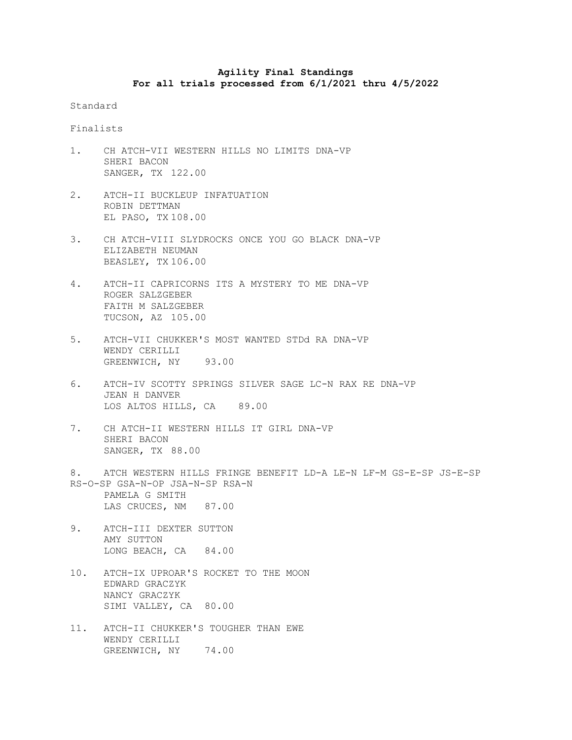**Agility Final Standings**
**For all trials processed from 6/1/2021 thru 4/5/2022**

Standard

Finalists

1. CH ATCH-VII WESTERN HILLS NO LIMITS DNA-VP
   SHERI BACON
   SANGER, TX 122.00

2. ATCH-II BUCKLEUP INFATUATION
   ROBIN DETTMAN
   EL PASO, TX 108.00

3. CH ATCH-VIII SLYDROCKS ONCE YOU GO BLACK DNA-VP
   ELIZABETH NEUMAN
   BEASLEY, TX 106.00

4. ATCH-II CAPRICORNS ITS A MYSTERY TO ME DNA-VP
   ROGER SALZGEBER
   FAITH M SALZGEBER
   TUCSON, AZ 105.00

5. ATCH-VII CHUKKER'S MOST WANTED STDd RA DNA-VP
   WENDY CERILLI
   GREENWICH, NY 93.00

6. ATCH-IV SCOTTY SPRINGS SILVER SAGE LC-N RAX RE DNA-VP
   JEAN H DANVER
   LOS ALTOS HILLS, CA 89.00

7. CH ATCH-II WESTERN HILLS IT GIRL DNA-VP
   SHERI BACON
   SANGER, TX 88.00

8. ATCH WESTERN HILLS FRINGE BENEFIT LD-A LE-N LF-M GS-E-SP JS-E-SP RS-O-SP GSA-N-OP JSA-N-SP RSA-N
   PAMELA G SMITH
   LAS CRUCES, NM 87.00

9. ATCH-III DEXTER SUTTON
   AMY SUTTON
   LONG BEACH, CA 84.00

10. ATCH-IX UPROAR'S ROCKET TO THE MOON
    EDWARD GRACZYK
    NANCY GRACZYK
    SIMI VALLEY, CA 80.00

11. ATCH-II CHUKKER'S TOUGHER THAN EWE
    WENDY CERILLI
    GREENWICH, NY 74.00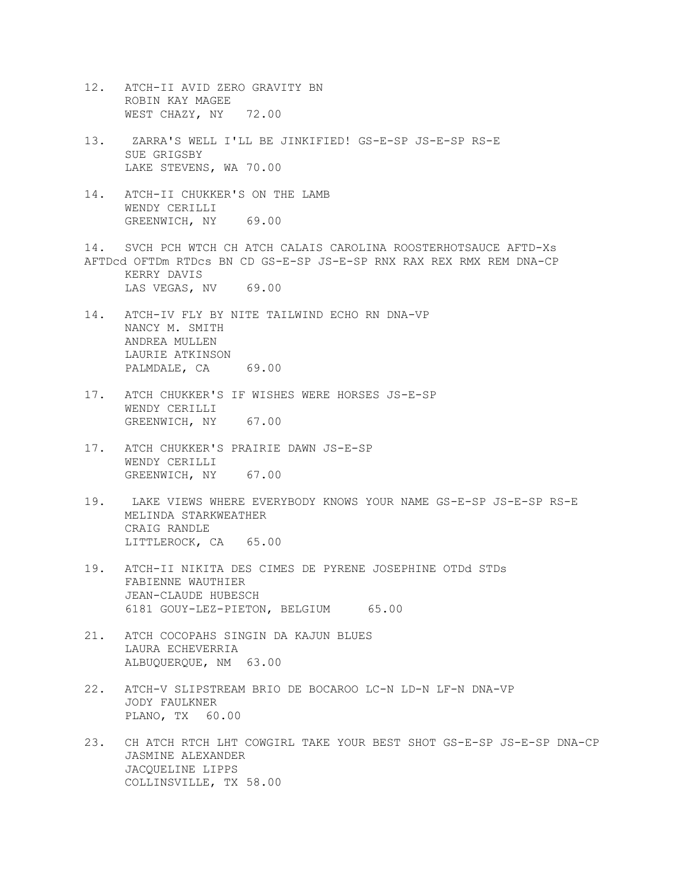12. ATCH-II AVID ZERO GRAVITY BN
    ROBIN KAY MAGEE
    WEST CHAZY, NY 72.00

13. ZARRA'S WELL I'LL BE JINKIFIED! GS-E-SP JS-E-SP RS-E
    SUE GRIGSBY
    LAKE STEVENS, WA 70.00

14. ATCH-II CHUKKER'S ON THE LAMB
    WENDY CERILLI
    GREENWICH, NY 69.00

14. SVCH PCH WTCH CH ATCH CALAIS CAROLINA ROOSTERHOTSAUCE AFTD-Xs AFTDcd OFTDm RTDcs BN CD GS-E-SP JS-E-SP RNX RAX REX RMX REM DNA-CP
    KERRY DAVIS
    LAS VEGAS, NV 69.00

14. ATCH-IV FLY BY NITE TAILWIND ECHO RN DNA-VP
    NANCY M. SMITH
    ANDREA MULLEN
    LAURIE ATKINSON
    PALMDALE, CA 69.00

17. ATCH CHUKKER'S IF WISHES WERE HORSES JS-E-SP
    WENDY CERILLI
    GREENWICH, NY 67.00

17. ATCH CHUKKER'S PRAIRIE DAWN JS-E-SP
    WENDY CERILLI
    GREENWICH, NY 67.00

19. LAKE VIEWS WHERE EVERYBODY KNOWS YOUR NAME GS-E-SP JS-E-SP RS-E
    MELINDA STARKWEATHER
    CRAIG RANDLE
    LITTLEROCK, CA 65.00

19. ATCH-II NIKITA DES CIMES DE PYRENE JOSEPHINE OTDd STDs
    FABIENNE WAUTHIER
    JEAN-CLAUDE HUBESCH
    6181 GOUY-LEZ-PIETON, BELGIUM 65.00

21. ATCH COCOPAHS SINGIN DA KAJUN BLUES
    LAURA ECHEVERRIA
    ALBUQUERQUE, NM 63.00

22. ATCH-V SLIPSTREAM BRIO DE BOCAROO LC-N LD-N LF-N DNA-VP
    JODY FAULKNER
    PLANO, TX 60.00

23. CH ATCH RTCH LHT COWGIRL TAKE YOUR BEST SHOT GS-E-SP JS-E-SP DNA-CP
    JASMINE ALEXANDER
    JACQUELINE LIPPS
    COLLINSVILLE, TX 58.00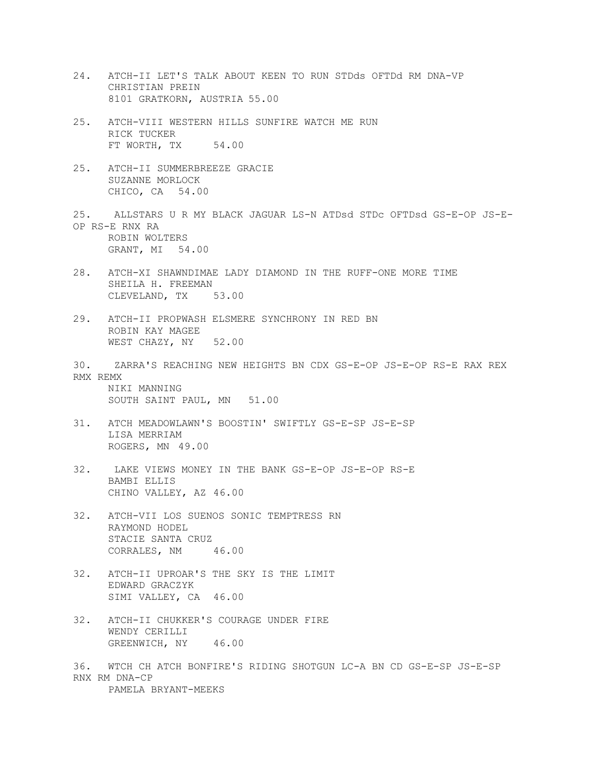24. ATCH-II LET'S TALK ABOUT KEEN TO RUN STDds OFTDd RM DNA-VP
    CHRISTIAN PREIN
    8101 GRATKORN, AUSTRIA 55.00

25. ATCH-VIII WESTERN HILLS SUNFIRE WATCH ME RUN
    RICK TUCKER
    FT WORTH, TX 54.00

25. ATCH-II SUMMERBREEZE GRACIE
    SUZANNE MORLOCK
    CHICO, CA 54.00

25. ALLSTARS U R MY BLACK JAGUAR LS-N ATDsd STDc OFTDsd GS-E-OP JS-E-OP RS-E RNX RA
    ROBIN WOLTERS
    GRANT, MI 54.00

28. ATCH-XI SHAWNDIMAE LADY DIAMOND IN THE RUFF-ONE MORE TIME
    SHEILA H. FREEMAN
    CLEVELAND, TX 53.00

29. ATCH-II PROPWASH ELSMERE SYNCHRONY IN RED BN
    ROBIN KAY MAGEE
    WEST CHAZY, NY 52.00

30. ZARRA'S REACHING NEW HEIGHTS BN CDX GS-E-OP JS-E-OP RS-E RAX REX RMX REMX
    NIKI MANNING
    SOUTH SAINT PAUL, MN 51.00

31. ATCH MEADOWLAWN'S BOOSTIN' SWIFTLY GS-E-SP JS-E-SP
    LISA MERRIAM
    ROGERS, MN 49.00

32. LAKE VIEWS MONEY IN THE BANK GS-E-OP JS-E-OP RS-E
    BAMBI ELLIS
    CHINO VALLEY, AZ 46.00

32. ATCH-VII LOS SUENOS SONIC TEMPTRESS RN
    RAYMOND HODEL
    STACIE SANTA CRUZ
    CORRALES, NM 46.00

32. ATCH-II UPROAR'S THE SKY IS THE LIMIT
    EDWARD GRACZYK
    SIMI VALLEY, CA 46.00

32. ATCH-II CHUKKER'S COURAGE UNDER FIRE
    WENDY CERILLI
    GREENWICH, NY 46.00

36. WTCH CH ATCH BONFIRE'S RIDING SHOTGUN LC-A BN CD GS-E-SP JS-E-SP RNX RM DNA-CP
    PAMELA BRYANT-MEEKS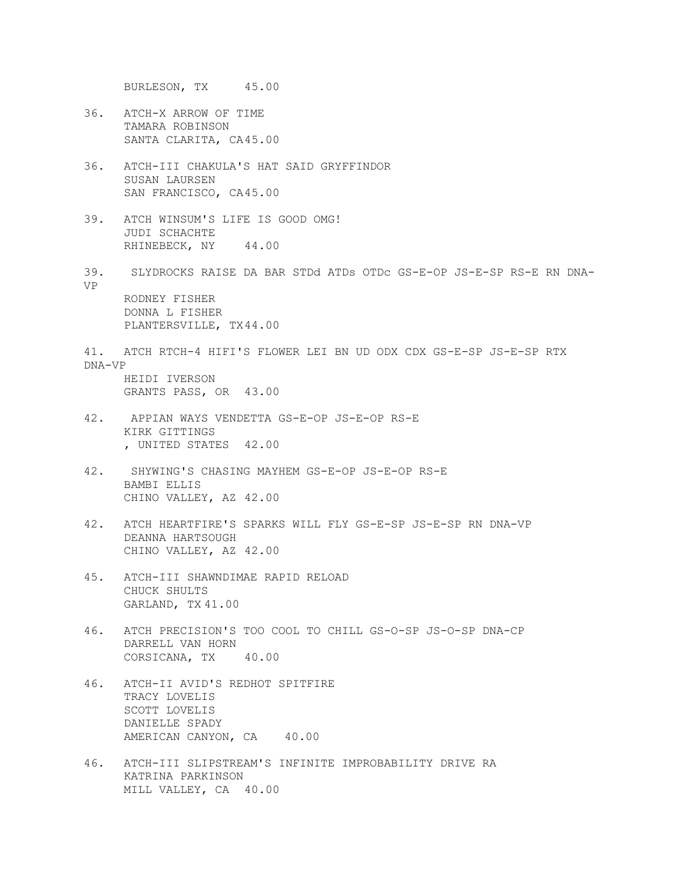BURLESON, TX 45.00

36. ATCH-X ARROW OF TIME
TAMARA ROBINSON
SANTA CLARITA, CA 45.00

36. ATCH-III CHAKULA'S HAT SAID GRYFFINDOR
SUSAN LAURSEN
SAN FRANCISCO, CA 45.00

39. ATCH WINSUM'S LIFE IS GOOD OMG!
JUDI SCHACHTE
RHINEBECK, NY 44.00

39. SLYDROCKS RAISE DA BAR STDd ATDs OTDc GS-E-OP JS-E-SP RS-E RN DNA-VP
RODNEY FISHER
DONNA L FISHER
PLANTERSVILLE, TX 44.00

41. ATCH RTCH-4 HIFI'S FLOWER LEI BN UD ODX CDX GS-E-SP JS-E-SP RTX DNA-VP
HEIDI IVERSON
GRANTS PASS, OR 43.00

42. APPIAN WAYS VENDETTA GS-E-OP JS-E-OP RS-E
KIRK GITTINGS
, UNITED STATES 42.00

42. SHYWING'S CHASING MAYHEM GS-E-OP JS-E-OP RS-E
BAMBI ELLIS
CHINO VALLEY, AZ 42.00

42. ATCH HEARTFIRE'S SPARKS WILL FLY GS-E-SP JS-E-SP RN DNA-VP
DEANNA HARTSOUGH
CHINO VALLEY, AZ 42.00

45. ATCH-III SHAWNDIMAE RAPID RELOAD
CHUCK SHULTS
GARLAND, TX 41.00

46. ATCH PRECISION'S TOO COOL TO CHILL GS-O-SP JS-O-SP DNA-CP
DARRELL VAN HORN
CORSICANA, TX 40.00

46. ATCH-II AVID'S REDHOT SPITFIRE
TRACY LOVELIS
SCOTT LOVELIS
DANIELLE SPADY
AMERICAN CANYON, CA 40.00

46. ATCH-III SLIPSTREAM'S INFINITE IMPROBABILITY DRIVE RA
KATRINA PARKINSON
MILL VALLEY, CA 40.00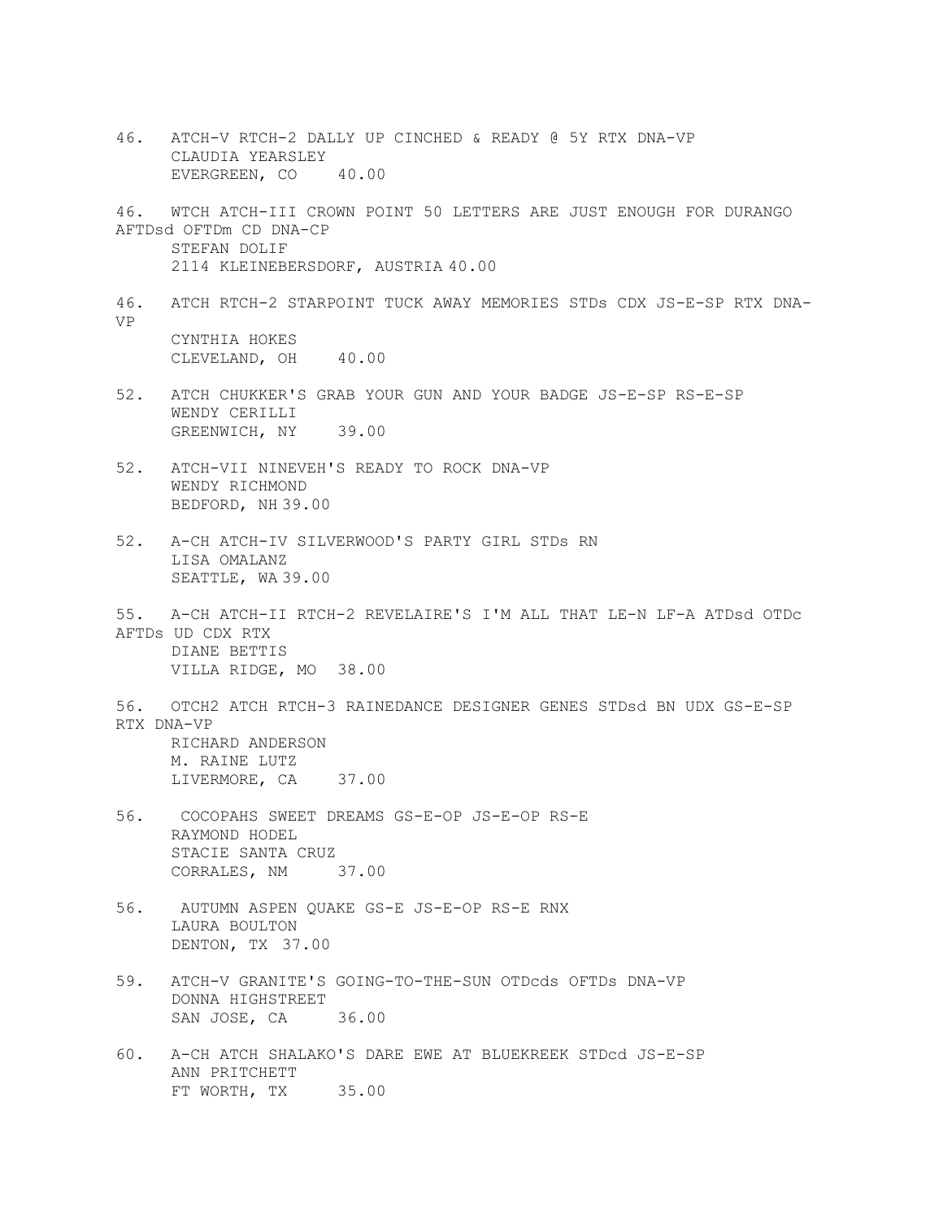46. ATCH-V RTCH-2 DALLY UP CINCHED & READY @ 5Y RTX DNA-VP
CLAUDIA YEARSLEY
EVERGREEN, CO 40.00

46. WTCH ATCH-III CROWN POINT 50 LETTERS ARE JUST ENOUGH FOR DURANGO AFTDsd OFTDm CD DNA-CP
STEFAN DOLIF
2114 KLEINEBERSDORF, AUSTRIA 40.00

46. ATCH RTCH-2 STARPOINT TUCK AWAY MEMORIES STDs CDX JS-E-SP RTX DNA-VP
CYNTHIA HOKES
CLEVELAND, OH 40.00

52. ATCH CHUKKER'S GRAB YOUR GUN AND YOUR BADGE JS-E-SP RS-E-SP
WENDY CERILLI
GREENWICH, NY 39.00

52. ATCH-VII NINEVEH'S READY TO ROCK DNA-VP
WENDY RICHMOND
BEDFORD, NH 39.00

52. A-CH ATCH-IV SILVERWOOD'S PARTY GIRL STDs RN
LISA OMALANZ
SEATTLE, WA 39.00

55. A-CH ATCH-II RTCH-2 REVELAIRE'S I'M ALL THAT LE-N LF-A ATDsd OTDc AFTDs UD CDX RTX
DIANE BETTIS
VILLA RIDGE, MO 38.00

56. OTCH2 ATCH RTCH-3 RAINEDANCE DESIGNER GENES STDsd BN UDX GS-E-SP RTX DNA-VP
RICHARD ANDERSON
M. RAINE LUTZ
LIVERMORE, CA 37.00

56. COCOPAHS SWEET DREAMS GS-E-OP JS-E-OP RS-E
RAYMOND HODEL
STACIE SANTA CRUZ
CORRALES, NM 37.00

56. AUTUMN ASPEN QUAKE GS-E JS-E-OP RS-E RNX
LAURA BOULTON
DENTON, TX 37.00

59. ATCH-V GRANITE'S GOING-TO-THE-SUN OTDcds OFTDs DNA-VP
DONNA HIGHSTREET
SAN JOSE, CA 36.00

60. A-CH ATCH SHALAKO'S DARE EWE AT BLUEKREEK STDcd JS-E-SP
ANN PRITCHETT
FT WORTH, TX 35.00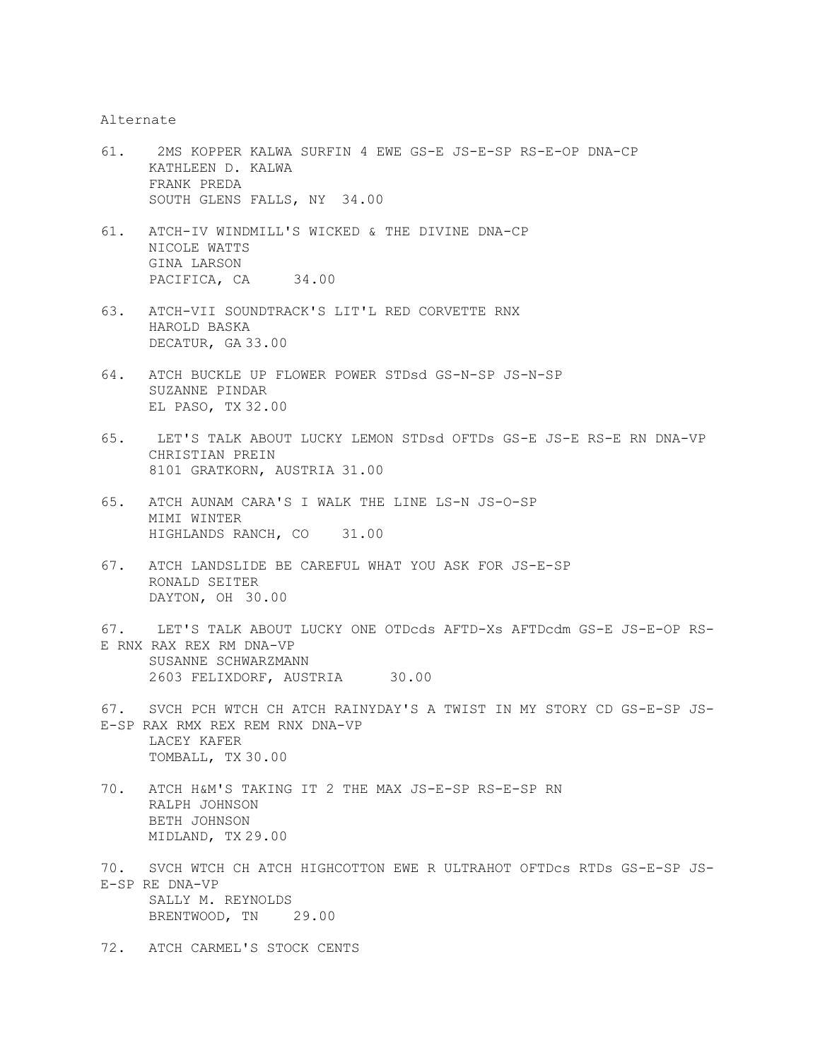Alternate

61. 2MS KOPPER KALWA SURFIN 4 EWE GS-E JS-E-SP RS-E-OP DNA-CP
    KATHLEEN D. KALWA
    FRANK PREDA
    SOUTH GLENS FALLS, NY 34.00

61. ATCH-IV WINDMILL'S WICKED & THE DIVINE DNA-CP
    NICOLE WATTS
    GINA LARSON
    PACIFICA, CA 34.00

63. ATCH-VII SOUNDTRACK'S LIT'L RED CORVETTE RNX
    HAROLD BASKA
    DECATUR, GA 33.00

64. ATCH BUCKLE UP FLOWER POWER STDsd GS-N-SP JS-N-SP
    SUZANNE PINDAR
    EL PASO, TX 32.00

65. LET'S TALK ABOUT LUCKY LEMON STDsd OFTDs GS-E JS-E RS-E RN DNA-VP
    CHRISTIAN PREIN
    8101 GRATKORN, AUSTRIA 31.00

65. ATCH AUNAM CARA'S I WALK THE LINE LS-N JS-O-SP
    MIMI WINTER
    HIGHLANDS RANCH, CO 31.00

67. ATCH LANDSLIDE BE CAREFUL WHAT YOU ASK FOR JS-E-SP
    RONALD SEITER
    DAYTON, OH 30.00

67. LET'S TALK ABOUT LUCKY ONE OTDcds AFTD-Xs AFTDcdm GS-E JS-E-OP RS-E RNX RAX REX RM DNA-VP
    SUSANNE SCHWARZMANN
    2603 FELIXDORF, AUSTRIA 30.00

67. SVCH PCH WTCH CH ATCH RAINYDAY'S A TWIST IN MY STORY CD GS-E-SP JS-E-SP RAX RMX REX REM RNX DNA-VP
    LACEY KAFER
    TOMBALL, TX 30.00

70. ATCH H&M'S TAKING IT 2 THE MAX JS-E-SP RS-E-SP RN
    RALPH JOHNSON
    BETH JOHNSON
    MIDLAND, TX 29.00

70. SVCH WTCH CH ATCH HIGHCOTTON EWE R ULTRAHOT OFTDcs RTDs GS-E-SP JS-E-SP RE DNA-VP
    SALLY M. REYNOLDS
    BRENTWOOD, TN 29.00

72. ATCH CARMEL'S STOCK CENTS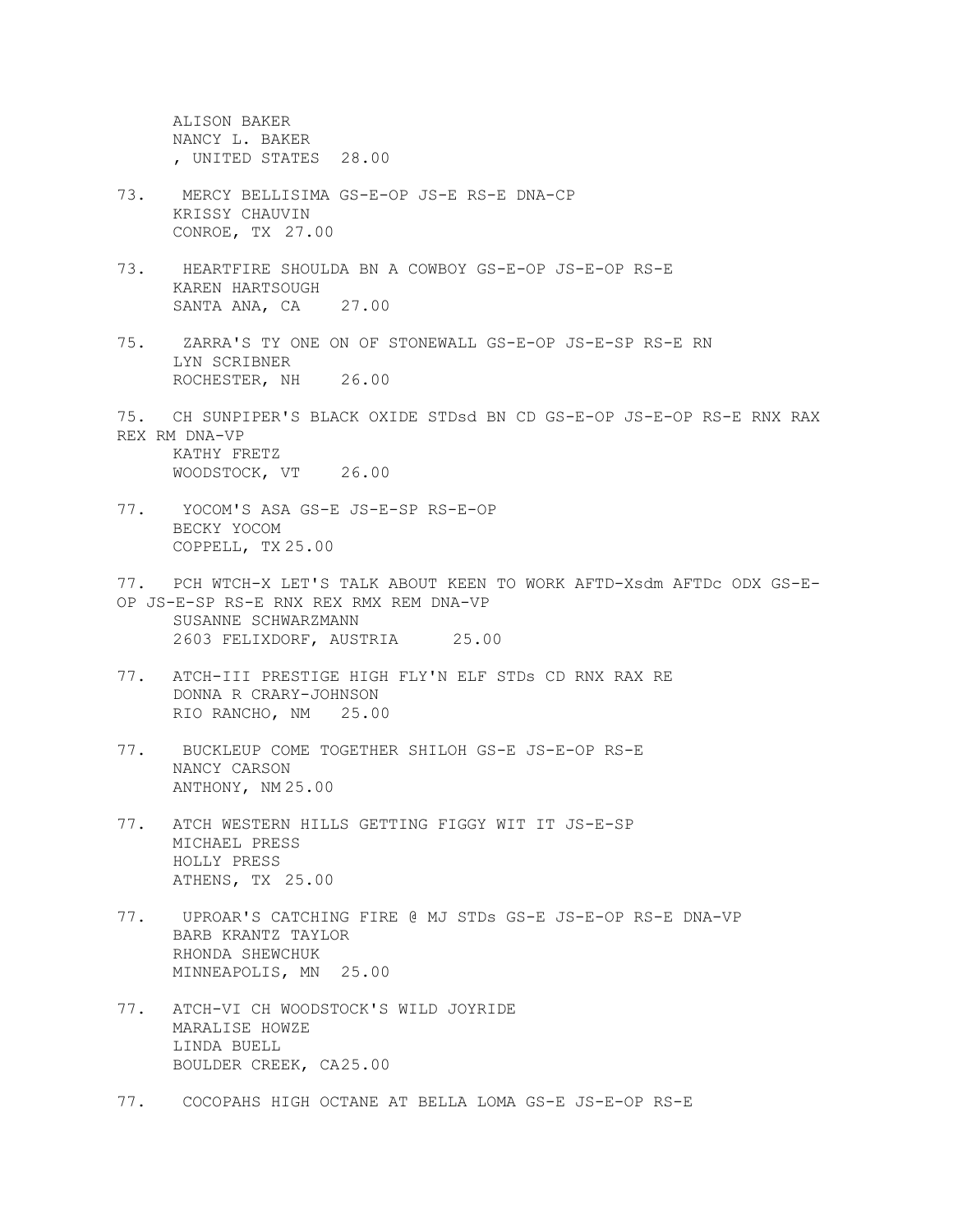ALISON BAKER
NANCY L. BAKER
, UNITED STATES 28.00

73. MERCY BELLISIMA GS-E-OP JS-E RS-E DNA-CP
KRISSY CHAUVIN
CONROE, TX 27.00

73. HEARTFIRE SHOULDA BN A COWBOY GS-E-OP JS-E-OP RS-E
KAREN HARTSOUGH
SANTA ANA, CA 27.00

75. ZARRA'S TY ONE ON OF STONEWALL GS-E-OP JS-E-SP RS-E RN
LYN SCRIBNER
ROCHESTER, NH 26.00

75. CH SUNPIPER'S BLACK OXIDE STDsd BN CD GS-E-OP JS-E-OP RS-E RNX RAX REX RM DNA-VP
KATHY FRETZ
WOODSTOCK, VT 26.00

77. YOCOM'S ASA GS-E JS-E-SP RS-E-OP
BECKY YOCOM
COPPELL, TX 25.00

77. PCH WTCH-X LET'S TALK ABOUT KEEN TO WORK AFTD-Xsdm AFTDc ODX GS-E-OP JS-E-SP RS-E RNX REX RMX REM DNA-VP
SUSANNE SCHWARZMANN
2603 FELIXDORF, AUSTRIA 25.00

77. ATCH-III PRESTIGE HIGH FLY'N ELF STDs CD RNX RAX RE
DONNA R CRARY-JOHNSON
RIO RANCHO, NM 25.00

77. BUCKLEUP COME TOGETHER SHILOH GS-E JS-E-OP RS-E
NANCY CARSON
ANTHONY, NM 25.00

77. ATCH WESTERN HILLS GETTING FIGGY WIT IT JS-E-SP
MICHAEL PRESS
HOLLY PRESS
ATHENS, TX 25.00

77. UPROAR'S CATCHING FIRE @ MJ STDs GS-E JS-E-OP RS-E DNA-VP
BARB KRANTZ TAYLOR
RHONDA SHEWCHUK
MINNEAPOLIS, MN 25.00

77. ATCH-VI CH WOODSTOCK'S WILD JOYRIDE
MARALISE HOWZE
LINDA BUELL
BOULDER CREEK, CA25.00

77. COCOPAHS HIGH OCTANE AT BELLA LOMA GS-E JS-E-OP RS-E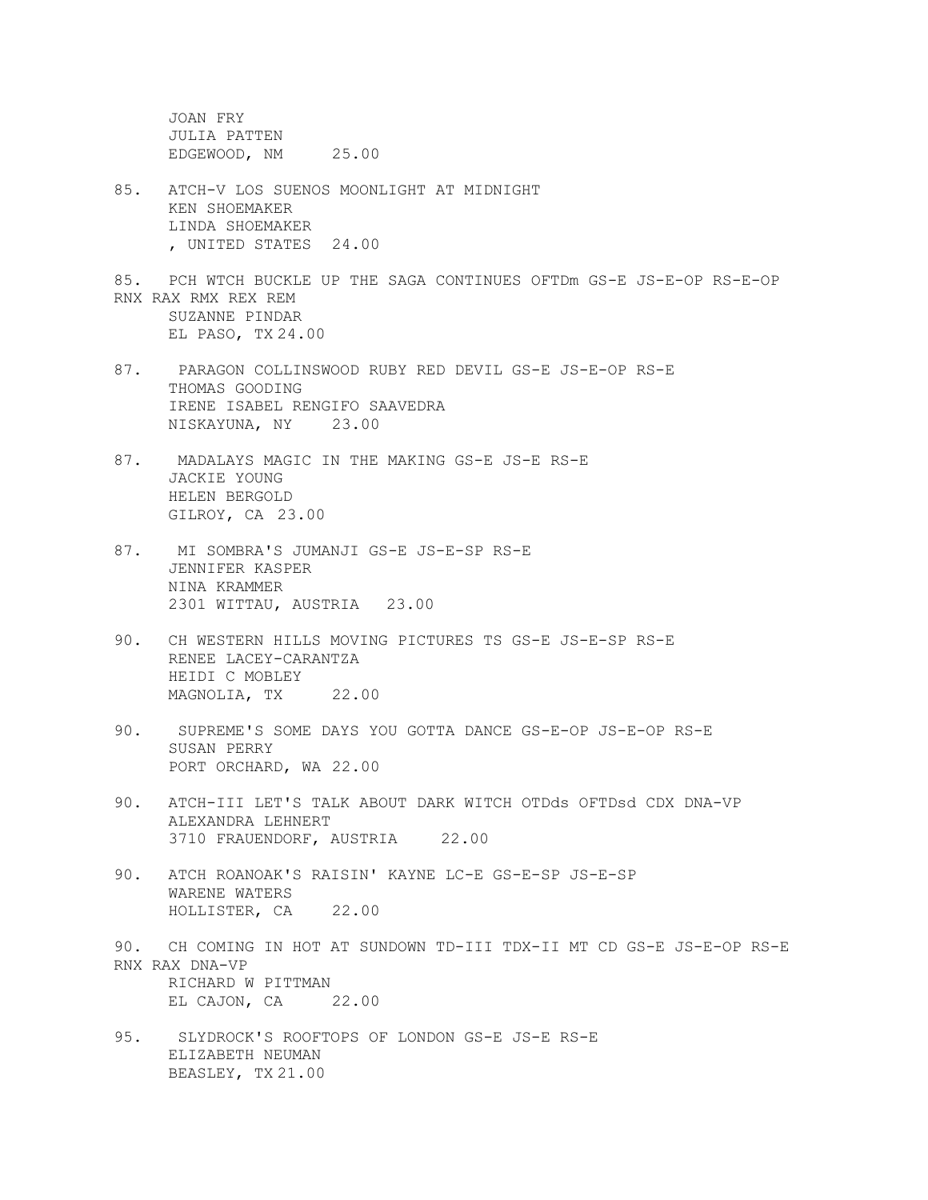JOAN FRY
JULIA PATTEN
EDGEWOOD, NM 25.00

85. ATCH-V LOS SUENOS MOONLIGHT AT MIDNIGHT
KEN SHOEMAKER
LINDA SHOEMAKER
, UNITED STATES 24.00

85. PCH WTCH BUCKLE UP THE SAGA CONTINUES OFTDm GS-E JS-E-OP RS-E-OP RNX RAX RMX REX REM
SUZANNE PINDAR
EL PASO, TX 24.00

87. PARAGON COLLINSWOOD RUBY RED DEVIL GS-E JS-E-OP RS-E
THOMAS GOODING
IRENE ISABEL RENGIFO SAAVEDRA
NISKAYUNA, NY 23.00

87. MADALAYS MAGIC IN THE MAKING GS-E JS-E RS-E
JACKIE YOUNG
HELEN BERGOLD
GILROY, CA 23.00

87. MI SOMBRA'S JUMANJI GS-E JS-E-SP RS-E
JENNIFER KASPER
NINA KRAMMER
2301 WITTAU, AUSTRIA 23.00

90. CH WESTERN HILLS MOVING PICTURES TS GS-E JS-E-SP RS-E
RENEE LACEY-CARANTZA
HEIDI C MOBLEY
MAGNOLIA, TX 22.00

90. SUPREME'S SOME DAYS YOU GOTTA DANCE GS-E-OP JS-E-OP RS-E
SUSAN PERRY
PORT ORCHARD, WA 22.00

90. ATCH-III LET'S TALK ABOUT DARK WITCH OTDds OFTDsd CDX DNA-VP
ALEXANDRA LEHNERT
3710 FRAUENDORF, AUSTRIA 22.00

90. ATCH ROANOAK'S RAISIN' KAYNE LC-E GS-E-SP JS-E-SP
WARENE WATERS
HOLLISTER, CA 22.00

90. CH COMING IN HOT AT SUNDOWN TD-III TDX-II MT CD GS-E JS-E-OP RS-E RNX RAX DNA-VP
RICHARD W PITTMAN
EL CAJON, CA 22.00

95. SLYDROCK'S ROOFTOPS OF LONDON GS-E JS-E RS-E
ELIZABETH NEUMAN
BEASLEY, TX 21.00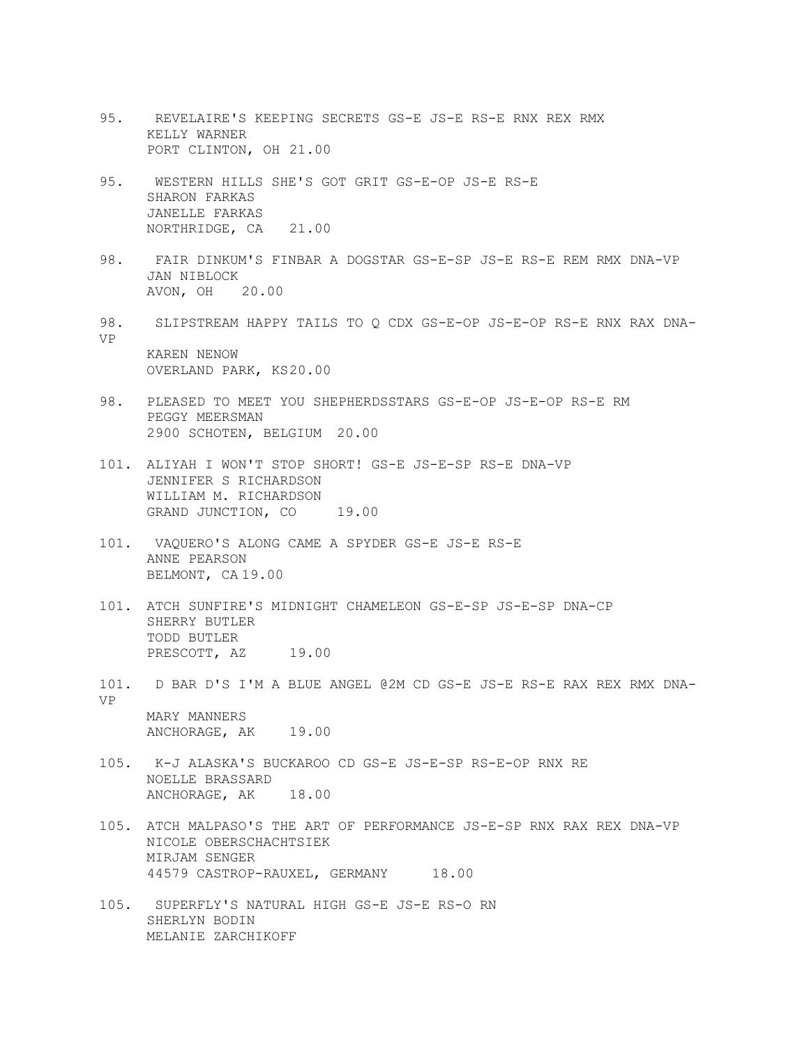95. REVELAIRE'S KEEPING SECRETS GS-E JS-E RS-E RNX REX RMX
KELLY WARNER
PORT CLINTON, OH 21.00

95. WESTERN HILLS SHE'S GOT GRIT GS-E-OP JS-E RS-E
SHARON FARKAS
JANELLE FARKAS
NORTHRIDGE, CA 21.00

98. FAIR DINKUM'S FINBAR A DOGSTAR GS-E-SP JS-E RS-E REM RMX DNA-VP
JAN NIBLOCK
AVON, OH 20.00

98. SLIPSTREAM HAPPY TAILS TO Q CDX GS-E-OP JS-E-OP RS-E RNX RAX DNA-VP
KAREN NENOW
OVERLAND PARK, KS 20.00

98. PLEASED TO MEET YOU SHEPHERDSSTARS GS-E-OP JS-E-OP RS-E RM
PEGGY MEERSMAN
2900 SCHOTEN, BELGIUM 20.00

101. ALIYAH I WON'T STOP SHORT! GS-E JS-E-SP RS-E DNA-VP
JENNIFER S RICHARDSON
WILLIAM M. RICHARDSON
GRAND JUNCTION, CO 19.00

101. VAQUERO'S ALONG CAME A SPYDER GS-E JS-E RS-E
ANNE PEARSON
BELMONT, CA 19.00

101. ATCH SUNFIRE'S MIDNIGHT CHAMELEON GS-E-SP JS-E-SP DNA-CP
SHERRY BUTLER
TODD BUTLER
PRESCOTT, AZ 19.00

101. D BAR D'S I'M A BLUE ANGEL @2M CD GS-E JS-E RS-E RAX REX RMX DNA-VP
MARY MANNERS
ANCHORAGE, AK 19.00

105. K-J ALASKA'S BUCKAROO CD GS-E JS-E-SP RS-E-OP RNX RE
NOELLE BRASSARD
ANCHORAGE, AK 18.00

105. ATCH MALPASO'S THE ART OF PERFORMANCE JS-E-SP RNX RAX REX DNA-VP
NICOLE OBERSCHACHTSIEK
MIRJAM SENGER
44579 CASTROP-RAUXEL, GERMANY 18.00

105. SUPERFLY'S NATURAL HIGH GS-E JS-E RS-O RN
SHERLYN BODIN
MELANIE ZARCHIKOFF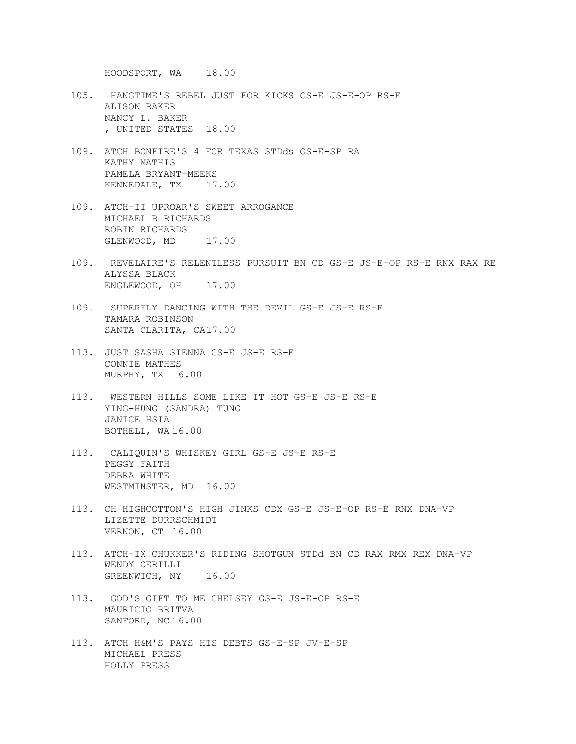HOODSPORT, WA    18.00

105. HANGTIME'S REBEL JUST FOR KICKS GS-E JS-E-OP RS-E
     ALISON BAKER
     NANCY L. BAKER
     , UNITED STATES  18.00

109. ATCH BONFIRE'S 4 FOR TEXAS STDds GS-E-SP RA
     KATHY MATHIS
     PAMELA BRYANT-MEEKS
     KENNEDALE, TX    17.00

109. ATCH-II UPROAR'S SWEET ARROGANCE
     MICHAEL B RICHARDS
     ROBIN RICHARDS
     GLENWOOD, MD     17.00

109. REVELAIRE'S RELENTLESS PURSUIT BN CD GS-E JS-E-OP RS-E RNX RAX RE
     ALYSSA BLACK
     ENGLEWOOD, OH    17.00

109. SUPERFLY DANCING WITH THE DEVIL GS-E JS-E RS-E
     TAMARA ROBINSON
     SANTA CLARITA, CA17.00

113. JUST SASHA SIENNA GS-E JS-E RS-E
     CONNIE MATHES
     MURPHY, TX 16.00

113. WESTERN HILLS SOME LIKE IT HOT GS-E JS-E RS-E
     YING-HUNG (SANDRA) TUNG
     JANICE HSIA
     BOTHELL, WA 16.00

113. CALIQUIN'S WHISKEY GIRL GS-E JS-E RS-E
     PEGGY FAITH
     DEBRA WHITE
     WESTMINSTER, MD  16.00

113. CH HIGHCOTTON'S HIGH JINKS CDX GS-E JS-E-OP RS-E RNX DNA-VP
     LIZETTE DURRSCHMIDT
     VERNON, CT 16.00

113. ATCH-IX CHUKKER'S RIDING SHOTGUN STDd BN CD RAX RMX REX DNA-VP
     WENDY CERILLI
     GREENWICH, NY    16.00

113. GOD'S GIFT TO ME CHELSEY GS-E JS-E-OP RS-E
     MAURICIO BRITVA
     SANFORD, NC 16.00

113. ATCH H&M'S PAYS HIS DEBTS GS-E-SP JV-E-SP
     MICHAEL PRESS
     HOLLY PRESS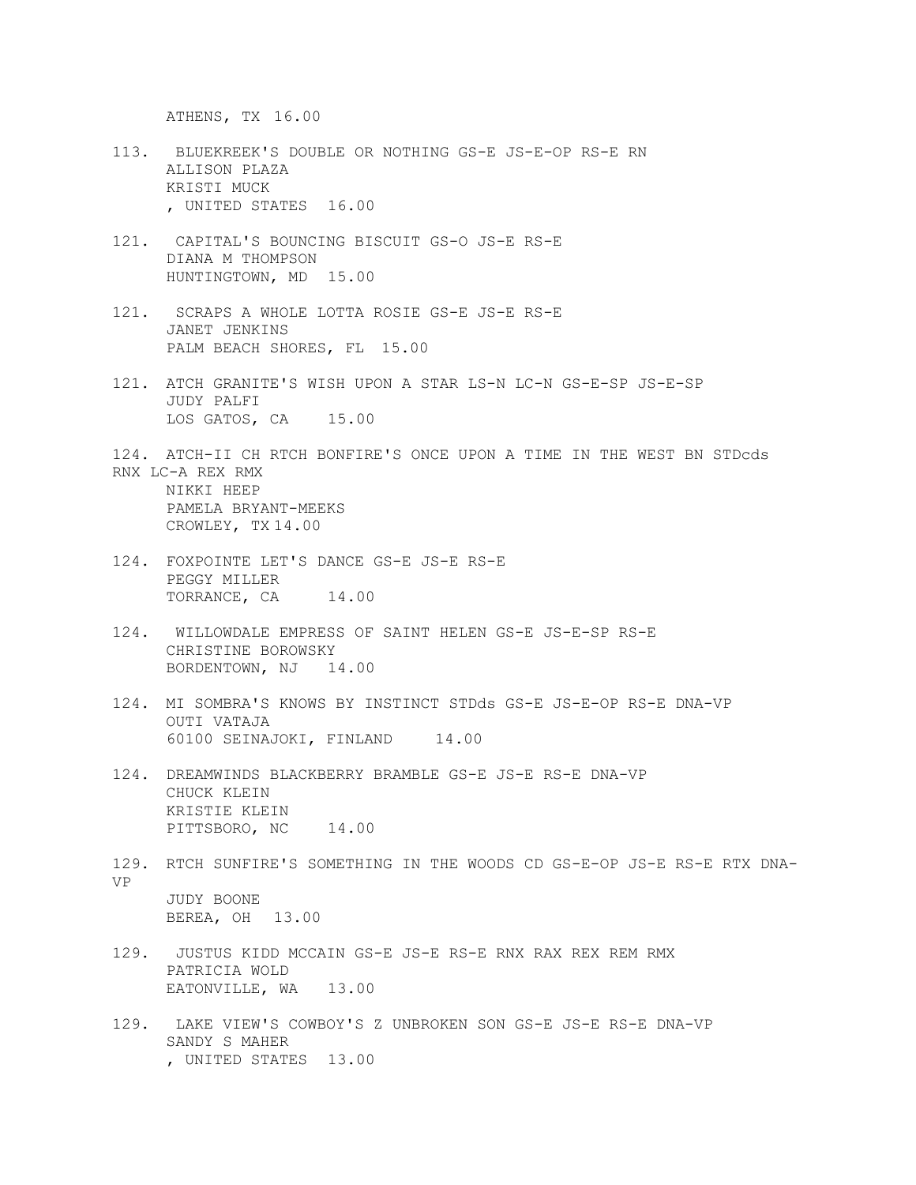ATHENS, TX 16.00

113. BLUEKREEK'S DOUBLE OR NOTHING GS-E JS-E-OP RS-E RN
ALLISON PLAZA
KRISTI MUCK
, UNITED STATES 16.00

121. CAPITAL'S BOUNCING BISCUIT GS-O JS-E RS-E
DIANA M THOMPSON
HUNTINGTOWN, MD 15.00

121. SCRAPS A WHOLE LOTTA ROSIE GS-E JS-E RS-E
JANET JENKINS
PALM BEACH SHORES, FL 15.00

121. ATCH GRANITE'S WISH UPON A STAR LS-N LC-N GS-E-SP JS-E-SP
JUDY PALFI
LOS GATOS, CA 15.00

124. ATCH-II CH RTCH BONFIRE'S ONCE UPON A TIME IN THE WEST BN STDcds RNX LC-A REX RMX
NIKKI HEEP
PAMELA BRYANT-MEEKS
CROWLEY, TX 14.00

124. FOXPOINTE LET'S DANCE GS-E JS-E RS-E
PEGGY MILLER
TORRANCE, CA 14.00

124. WILLOWDALE EMPRESS OF SAINT HELEN GS-E JS-E-SP RS-E
CHRISTINE BOROWSKY
BORDENTOWN, NJ 14.00

124. MI SOMBRA'S KNOWS BY INSTINCT STDds GS-E JS-E-OP RS-E DNA-VP
OUTI VATAJA
60100 SEINAJOKI, FINLAND 14.00

124. DREAMWINDS BLACKBERRY BRAMBLE GS-E JS-E RS-E DNA-VP
CHUCK KLEIN
KRISTIE KLEIN
PITTSBORO, NC 14.00

129. RTCH SUNFIRE'S SOMETHING IN THE WOODS CD GS-E-OP JS-E RS-E RTX DNA-VP
JUDY BOONE
BEREA, OH 13.00

129. JUSTUS KIDD MCCAIN GS-E JS-E RS-E RNX RAX REX REM RMX
PATRICIA WOLD
EATONVILLE, WA 13.00

129. LAKE VIEW'S COWBOY'S Z UNBROKEN SON GS-E JS-E RS-E DNA-VP
SANDY S MAHER
, UNITED STATES 13.00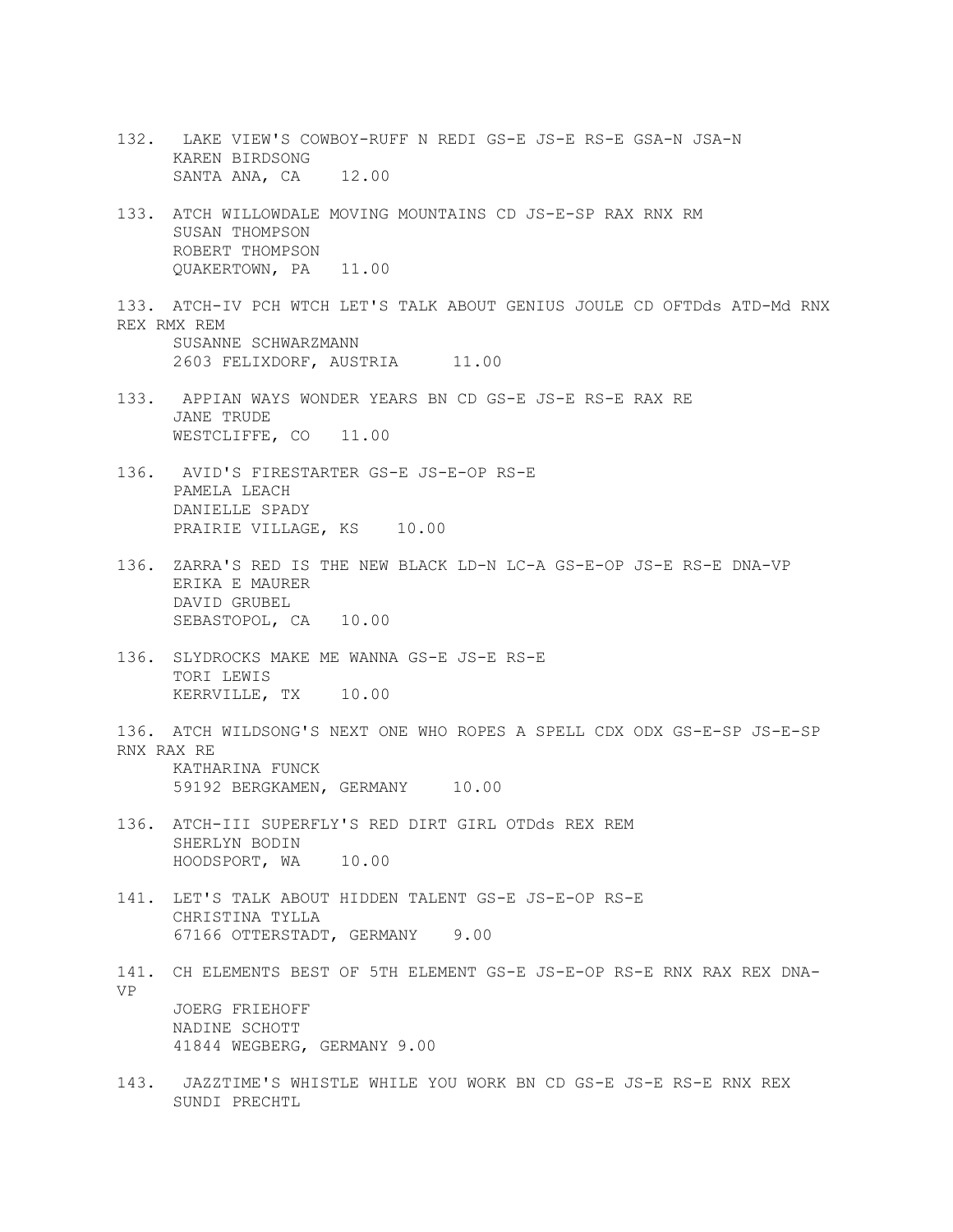132. LAKE VIEW'S COWBOY-RUFF N REDI GS-E JS-E RS-E GSA-N JSA-N
KAREN BIRDSONG
SANTA ANA, CA 12.00

133. ATCH WILLOWDALE MOVING MOUNTAINS CD JS-E-SP RAX RNX RM
SUSAN THOMPSON
ROBERT THOMPSON
QUAKERTOWN, PA 11.00

133. ATCH-IV PCH WTCH LET'S TALK ABOUT GENIUS JOULE CD OFTDds ATD-Md RNX REX RMX REM
SUSANNE SCHWARZMANN
2603 FELIXDORF, AUSTRIA 11.00

133. APPIAN WAYS WONDER YEARS BN CD GS-E JS-E RS-E RAX RE
JANE TRUDE
WESTCLIFFE, CO 11.00

136. AVID'S FIRESTARTER GS-E JS-E-OP RS-E
PAMELA LEACH
DANIELLE SPADY
PRAIRIE VILLAGE, KS 10.00

136. ZARRA'S RED IS THE NEW BLACK LD-N LC-A GS-E-OP JS-E RS-E DNA-VP
ERIKA E MAURER
DAVID GRUBEL
SEBASTOPOL, CA 10.00

136. SLYDROCKS MAKE ME WANNA GS-E JS-E RS-E
TORI LEWIS
KERRVILLE, TX 10.00

136. ATCH WILDSONG'S NEXT ONE WHO ROPES A SPELL CDX ODX GS-E-SP JS-E-SP RNX RAX RE
KATHARINA FUNCK
59192 BERGKAMEN, GERMANY 10.00

136. ATCH-III SUPERFLY'S RED DIRT GIRL OTDds REX REM
SHERLYN BODIN
HOODSPORT, WA 10.00

141. LET'S TALK ABOUT HIDDEN TALENT GS-E JS-E-OP RS-E
CHRISTINA TYLLA
67166 OTTERSTADT, GERMANY 9.00

141. CH ELEMENTS BEST OF 5TH ELEMENT GS-E JS-E-OP RS-E RNX RAX REX DNA-VP
JOERG FRIEHOFF
NADINE SCHOTT
41844 WEGBERG, GERMANY 9.00

143. JAZZTIME'S WHISTLE WHILE YOU WORK BN CD GS-E JS-E RS-E RNX REX
SUNDI PRECHTL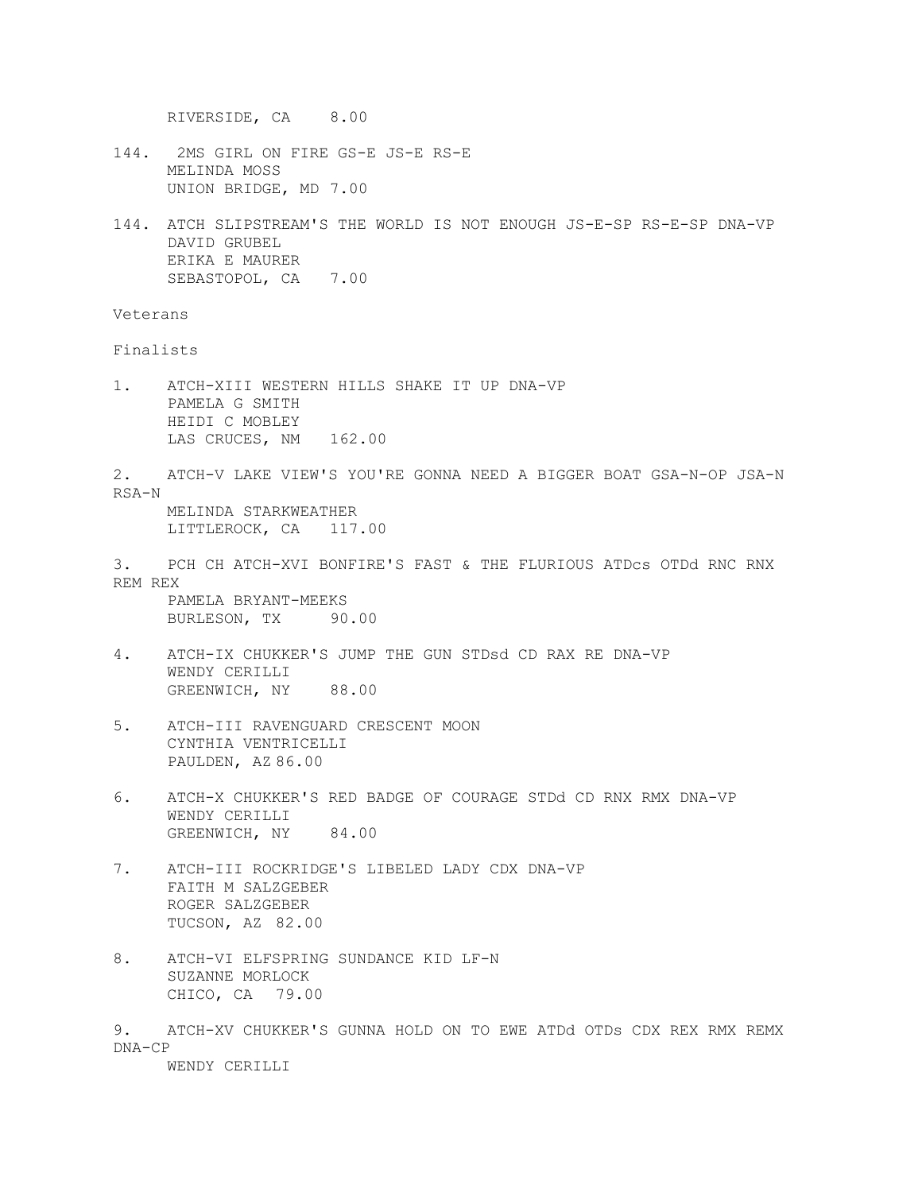RIVERSIDE, CA 8.00

144. 2MS GIRL ON FIRE GS-E JS-E RS-E
MELINDA MOSS
UNION BRIDGE, MD 7.00

144. ATCH SLIPSTREAM'S THE WORLD IS NOT ENOUGH JS-E-SP RS-E-SP DNA-VP
DAVID GRUBEL
ERIKA E MAURER
SEBASTOPOL, CA 7.00

Veterans

Finalists

1. ATCH-XIII WESTERN HILLS SHAKE IT UP DNA-VP
PAMELA G SMITH
HEIDI C MOBLEY
LAS CRUCES, NM 162.00

2. ATCH-V LAKE VIEW'S YOU'RE GONNA NEED A BIGGER BOAT GSA-N-OP JSA-N RSA-N
MELINDA STARKWEATHER
LITTLEROCK, CA 117.00

3. PCH CH ATCH-XVI BONFIRE'S FAST & THE FLURIOUS ATDcs OTDd RNC RNX REM REX
PAMELA BRYANT-MEEKS
BURLESON, TX 90.00

4. ATCH-IX CHUKKER'S JUMP THE GUN STDsd CD RAX RE DNA-VP
WENDY CERILLI
GREENWICH, NY 88.00

5. ATCH-III RAVENGUARD CRESCENT MOON
CYNTHIA VENTRICELLI
PAULDEN, AZ 86.00

6. ATCH-X CHUKKER'S RED BADGE OF COURAGE STDd CD RNX RMX DNA-VP
WENDY CERILLI
GREENWICH, NY 84.00

7. ATCH-III ROCKRIDGE'S LIBELED LADY CDX DNA-VP
FAITH M SALZGEBER
ROGER SALZGEBER
TUCSON, AZ 82.00

8. ATCH-VI ELFSPRING SUNDANCE KID LF-N
SUZANNE MORLOCK
CHICO, CA 79.00

9. ATCH-XV CHUKKER'S GUNNA HOLD ON TO EWE ATDd OTDs CDX REX RMX REMX DNA-CP
WENDY CERILLI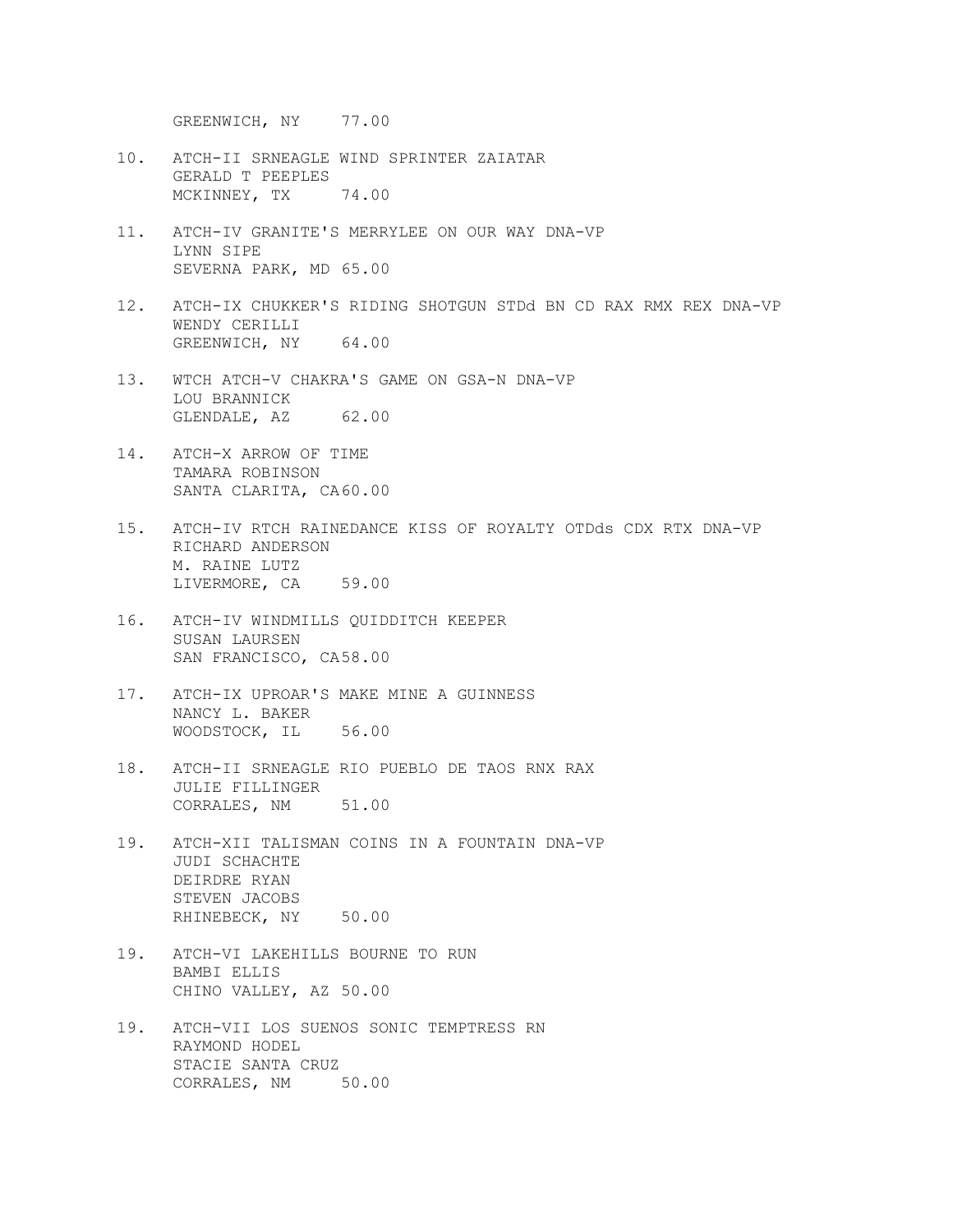GREENWICH, NY 77.00

10. ATCH-II SRNEAGLE WIND SPRINTER ZAIATAR  
    GERALD T PEEPLES  
    MCKINNEY, TX 74.00

11. ATCH-IV GRANITE'S MERRYLEE ON OUR WAY DNA-VP  
    LYNN SIPE  
    SEVERNA PARK, MD 65.00

12. ATCH-IX CHUKKER'S RIDING SHOTGUN STDd BN CD RAX RMX REX DNA-VP  
    WENDY CERILLI  
    GREENWICH, NY 64.00

13. WTCH ATCH-V CHAKRA'S GAME ON GSA-N DNA-VP  
    LOU BRANNICK  
    GLENDALE, AZ 62.00

14. ATCH-X ARROW OF TIME  
    TAMARA ROBINSON  
    SANTA CLARITA, CA 60.00

15. ATCH-IV RTCH RAINEDANCE KISS OF ROYALTY OTDds CDX RTX DNA-VP  
    RICHARD ANDERSON  
    M. RAINE LUTZ  
    LIVERMORE, CA 59.00

16. ATCH-IV WINDMILLS QUIDDITCH KEEPER  
    SUSAN LAURSEN  
    SAN FRANCISCO, CA 58.00

17. ATCH-IX UPROAR'S MAKE MINE A GUINNESS  
    NANCY L. BAKER  
    WOODSTOCK, IL 56.00

18. ATCH-II SRNEAGLE RIO PUEBLO DE TAOS RNX RAX  
    JULIE FILLINGER  
    CORRALES, NM 51.00

19. ATCH-XII TALISMAN COINS IN A FOUNTAIN DNA-VP  
    JUDI SCHACHTE  
    DEIRDRE RYAN  
    STEVEN JACOBS  
    RHINEBECK, NY 50.00

19. ATCH-VI LAKEHILLS BOURNE TO RUN  
    BAMBI ELLIS  
    CHINO VALLEY, AZ 50.00

19. ATCH-VII LOS SUENOS SONIC TEMPTRESS RN  
    RAYMOND HODEL  
    STACIE SANTA CRUZ  
    CORRALES, NM 50.00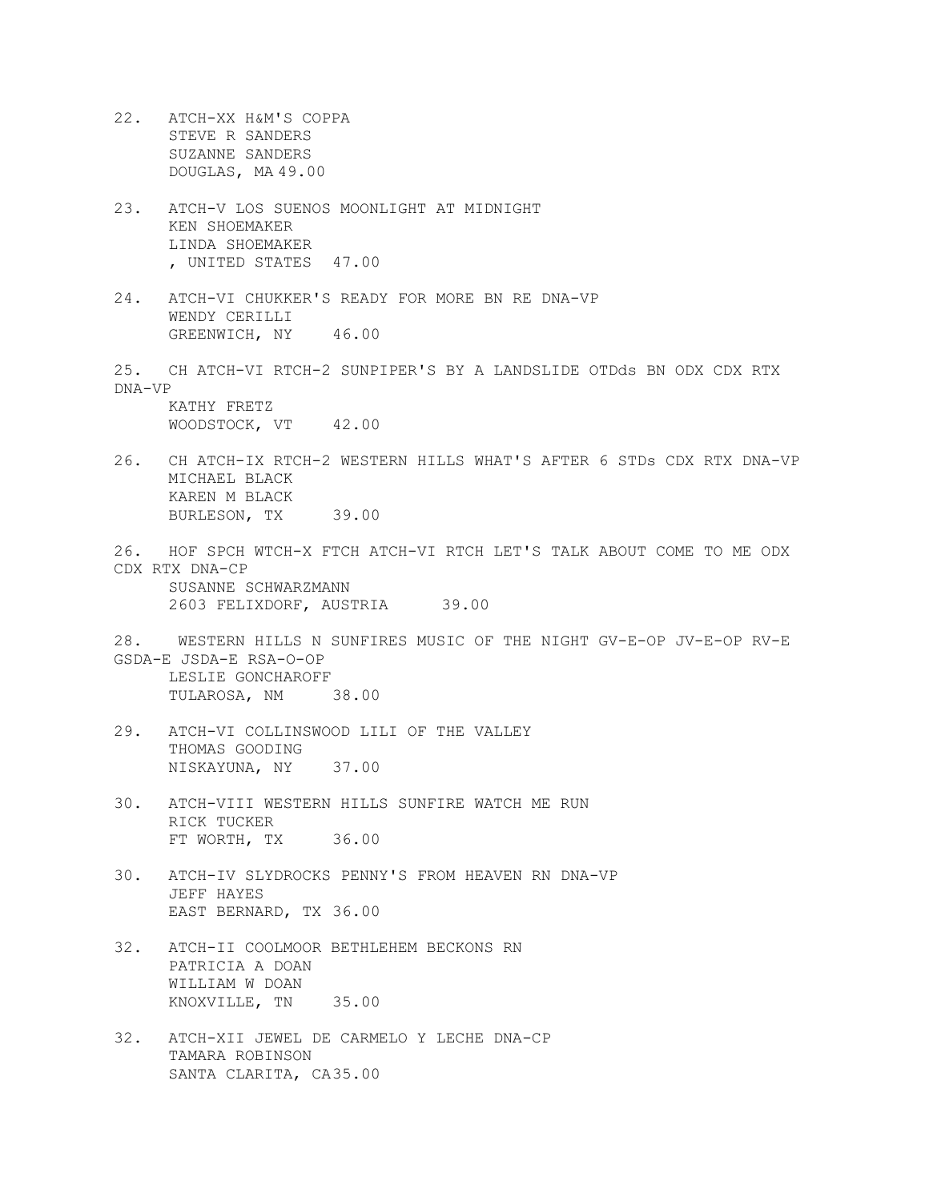22. ATCH-XX H&M'S COPPA
    STEVE R SANDERS
    SUZANNE SANDERS
    DOUGLAS, MA 49.00

23. ATCH-V LOS SUENOS MOONLIGHT AT MIDNIGHT
    KEN SHOEMAKER
    LINDA SHOEMAKER
    , UNITED STATES 47.00

24. ATCH-VI CHUKKER'S READY FOR MORE BN RE DNA-VP
    WENDY CERILLI
    GREENWICH, NY 46.00

25. CH ATCH-VI RTCH-2 SUNPIPER'S BY A LANDSLIDE OTDds BN ODX CDX RTX DNA-VP
    KATHY FRETZ
    WOODSTOCK, VT 42.00

26. CH ATCH-IX RTCH-2 WESTERN HILLS WHAT'S AFTER 6 STDs CDX RTX DNA-VP
    MICHAEL BLACK
    KAREN M BLACK
    BURLESON, TX 39.00

26. HOF SPCH WTCH-X FTCH ATCH-VI RTCH LET'S TALK ABOUT COME TO ME ODX CDX RTX DNA-CP
    SUSANNE SCHWARZMANN
    2603 FELIXDORF, AUSTRIA 39.00

28. WESTERN HILLS N SUNFIRES MUSIC OF THE NIGHT GV-E-OP JV-E-OP RV-E GSDA-E JSDA-E RSA-O-OP
    LESLIE GONCHAROFF
    TULAROSA, NM 38.00

29. ATCH-VI COLLINSWOOD LILI OF THE VALLEY
    THOMAS GOODING
    NISKAYUNA, NY 37.00

30. ATCH-VIII WESTERN HILLS SUNFIRE WATCH ME RUN
    RICK TUCKER
    FT WORTH, TX 36.00

30. ATCH-IV SLYDROCKS PENNY'S FROM HEAVEN RN DNA-VP
    JEFF HAYES
    EAST BERNARD, TX 36.00

32. ATCH-II COOLMOOR BETHLEHEM BECKONS RN
    PATRICIA A DOAN
    WILLIAM W DOAN
    KNOXVILLE, TN 35.00

32. ATCH-XII JEWEL DE CARMELO Y LECHE DNA-CP
    TAMARA ROBINSON
    SANTA CLARITA, CA 35.00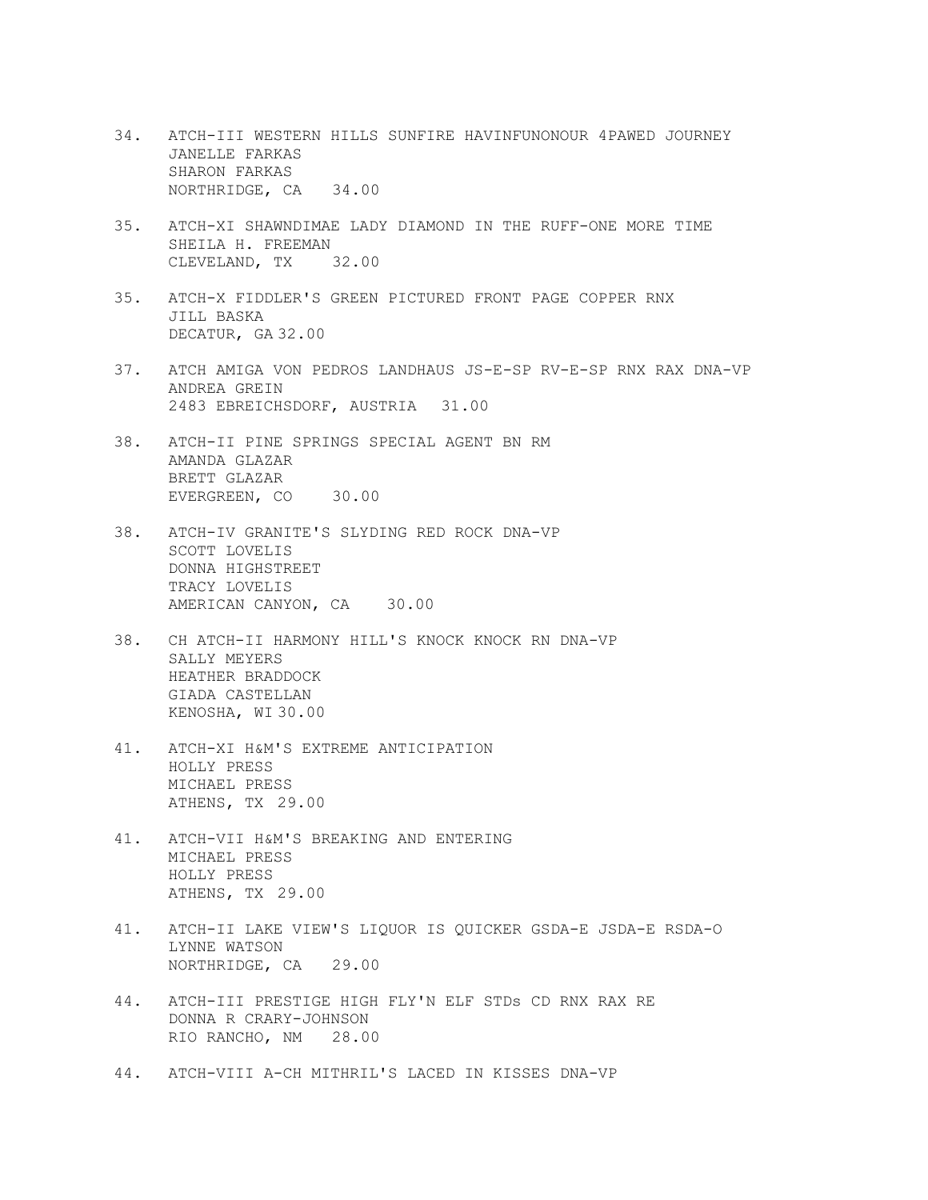34. ATCH-III WESTERN HILLS SUNFIRE HAVINFUNONOUR 4PAWED JOURNEY  
JANELLE FARKAS  
SHARON FARKAS  
NORTHRIDGE, CA 34.00

35. ATCH-XI SHAWNDIMAE LADY DIAMOND IN THE RUFF-ONE MORE TIME  
SHEILA H. FREEMAN  
CLEVELAND, TX 32.00

35. ATCH-X FIDDLER'S GREEN PICTURED FRONT PAGE COPPER RNX  
JILL BASKA  
DECATUR, GA 32.00

37. ATCH AMIGA VON PEDROS LANDHAUS JS-E-SP RV-E-SP RNX RAX DNA-VP  
ANDREA GREIN  
2483 EBREICHSDORF, AUSTRIA 31.00

38. ATCH-II PINE SPRINGS SPECIAL AGENT BN RM  
AMANDA GLAZAR  
BRETT GLAZAR  
EVERGREEN, CO 30.00

38. ATCH-IV GRANITE'S SLYDING RED ROCK DNA-VP  
SCOTT LOVELIS  
DONNA HIGHSTREET  
TRACY LOVELIS  
AMERICAN CANYON, CA 30.00

38. CH ATCH-II HARMONY HILL'S KNOCK KNOCK RN DNA-VP  
SALLY MEYERS  
HEATHER BRADDOCK  
GIADA CASTELLAN  
KENOSHA, WI 30.00

41. ATCH-XI H&M'S EXTREME ANTICIPATION  
HOLLY PRESS  
MICHAEL PRESS  
ATHENS, TX 29.00

41. ATCH-VII H&M'S BREAKING AND ENTERING  
MICHAEL PRESS  
HOLLY PRESS  
ATHENS, TX 29.00

41. ATCH-II LAKE VIEW'S LIQUOR IS QUICKER GSDA-E JSDA-E RSDA-O  
LYNNE WATSON  
NORTHRIDGE, CA 29.00

44. ATCH-III PRESTIGE HIGH FLY'N ELF STDs CD RNX RAX RE  
DONNA R CRARY-JOHNSON  
RIO RANCHO, NM 28.00

44. ATCH-VIII A-CH MITHRIL'S LACED IN KISSES DNA-VP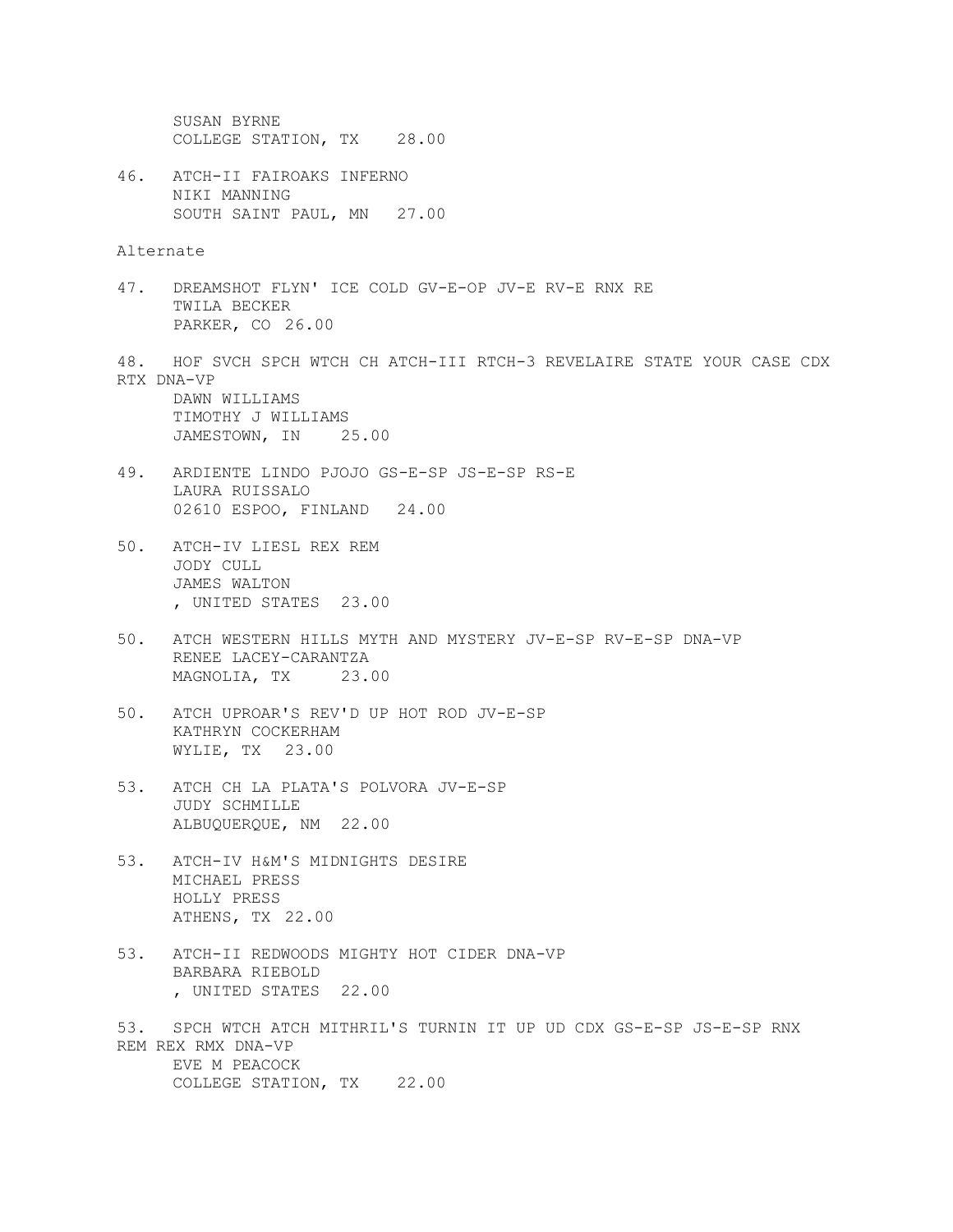SUSAN BYRNE
COLLEGE STATION, TX 28.00

46. ATCH-II FAIROAKS INFERNO
NIKI MANNING
SOUTH SAINT PAUL, MN 27.00

Alternate

47. DREAMSHOT FLYN' ICE COLD GV-E-OP JV-E RV-E RNX RE
TWILA BECKER
PARKER, CO 26.00

48. HOF SVCH SPCH WTCH CH ATCH-III RTCH-3 REVELAIRE STATE YOUR CASE CDX RTX DNA-VP
DAWN WILLIAMS
TIMOTHY J WILLIAMS
JAMESTOWN, IN 25.00

49. ARDIENTE LINDO PJOJO GS-E-SP JS-E-SP RS-E
LAURA RUISSALO
02610 ESPOO, FINLAND 24.00

50. ATCH-IV LIESL REX REM
JODY CULL
JAMES WALTON
, UNITED STATES 23.00

50. ATCH WESTERN HILLS MYTH AND MYSTERY JV-E-SP RV-E-SP DNA-VP
RENEE LACEY-CARANTZA
MAGNOLIA, TX 23.00

50. ATCH UPROAR'S REV'D UP HOT ROD JV-E-SP
KATHRYN COCKERHAM
WYLIE, TX 23.00

53. ATCH CH LA PLATA'S POLVORA JV-E-SP
JUDY SCHMILLE
ALBUQUERQUE, NM 22.00

53. ATCH-IV H&M'S MIDNIGHTS DESIRE
MICHAEL PRESS
HOLLY PRESS
ATHENS, TX 22.00

53. ATCH-II REDWOODS MIGHTY HOT CIDER DNA-VP
BARBARA RIEBOLD
, UNITED STATES 22.00

53. SPCH WTCH ATCH MITHRIL'S TURNIN IT UP UD CDX GS-E-SP JS-E-SP RNX REM REX RMX DNA-VP
EVE M PEACOCK
COLLEGE STATION, TX 22.00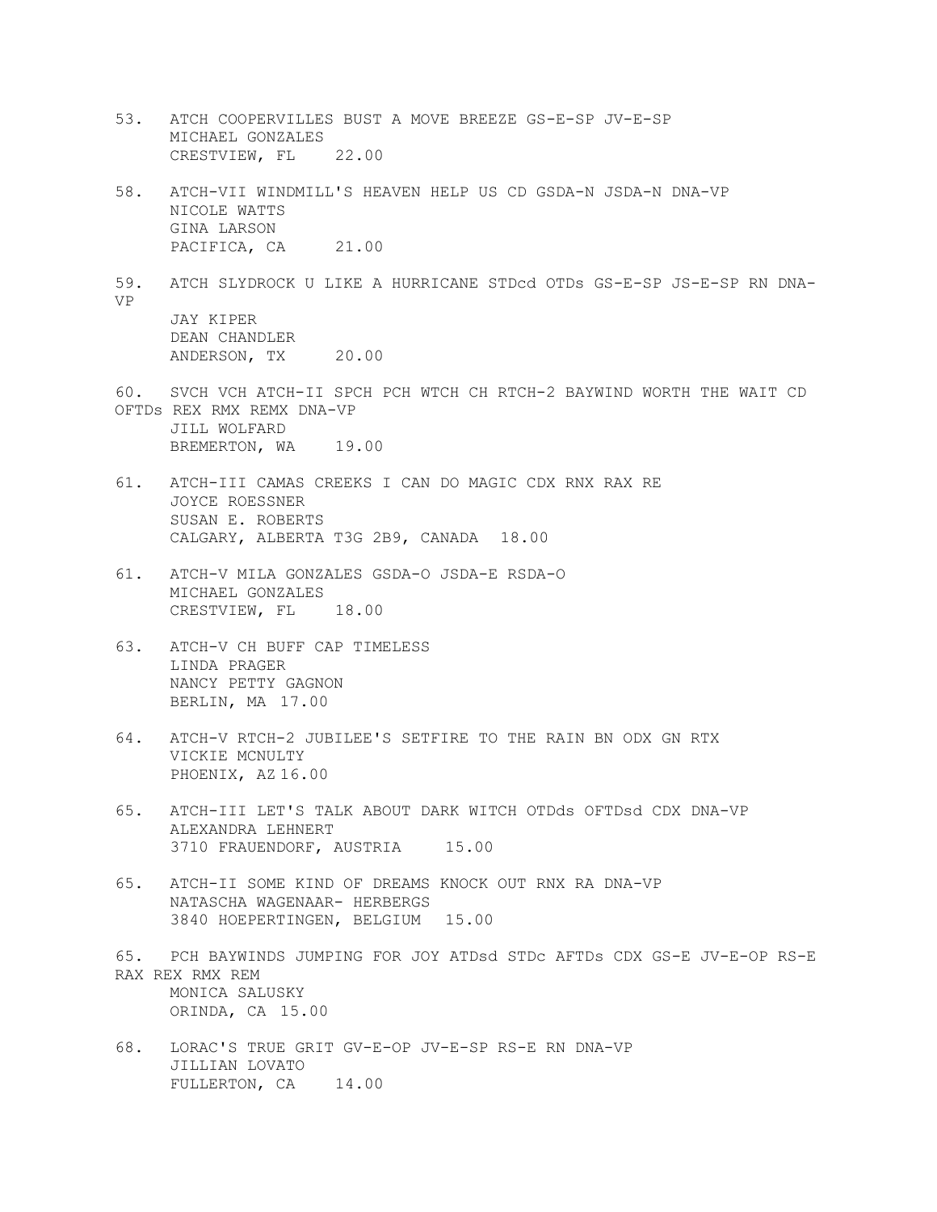53. ATCH COOPERVILLES BUST A MOVE BREEZE GS-E-SP JV-E-SP
    MICHAEL GONZALES
    CRESTVIEW, FL 22.00

58. ATCH-VII WINDMILL'S HEAVEN HELP US CD GSDA-N JSDA-N DNA-VP
    NICOLE WATTS
    GINA LARSON
    PACIFICA, CA 21.00

59. ATCH SLYDROCK U LIKE A HURRICANE STDcd OTDs GS-E-SP JS-E-SP RN DNA-VP
    JAY KIPER
    DEAN CHANDLER
    ANDERSON, TX 20.00

60. SVCH VCH ATCH-II SPCH PCH WTCH CH RTCH-2 BAYWIND WORTH THE WAIT CD OFTDs REX RMX REMX DNA-VP
    JILL WOLFARD
    BREMERTON, WA 19.00

61. ATCH-III CAMAS CREEKS I CAN DO MAGIC CDX RNX RAX RE
    JOYCE ROESSNER
    SUSAN E. ROBERTS
    CALGARY, ALBERTA T3G 2B9, CANADA 18.00

61. ATCH-V MILA GONZALES GSDA-O JSDA-E RSDA-O
    MICHAEL GONZALES
    CRESTVIEW, FL 18.00

63. ATCH-V CH BUFF CAP TIMELESS
    LINDA PRAGER
    NANCY PETTY GAGNON
    BERLIN, MA 17.00

64. ATCH-V RTCH-2 JUBILEE'S SETFIRE TO THE RAIN BN ODX GN RTX
    VICKIE MCNULTY
    PHOENIX, AZ 16.00

65. ATCH-III LET'S TALK ABOUT DARK WITCH OTDds OFTDsd CDX DNA-VP
    ALEXANDRA LEHNERT
    3710 FRAUENDORF, AUSTRIA 15.00

65. ATCH-II SOME KIND OF DREAMS KNOCK OUT RNX RA DNA-VP
    NATASCHA WAGENAAR- HERBERGS
    3840 HOEPERTINGEN, BELGIUM 15.00

65. PCH BAYWINDS JUMPING FOR JOY ATDsd STDc AFTDs CDX GS-E JV-E-OP RS-E RAX REX RMX REM
    MONICA SALUSKY
    ORINDA, CA 15.00

68. LORAC'S TRUE GRIT GV-E-OP JV-E-SP RS-E RN DNA-VP
    JILLIAN LOVATO
    FULLERTON, CA 14.00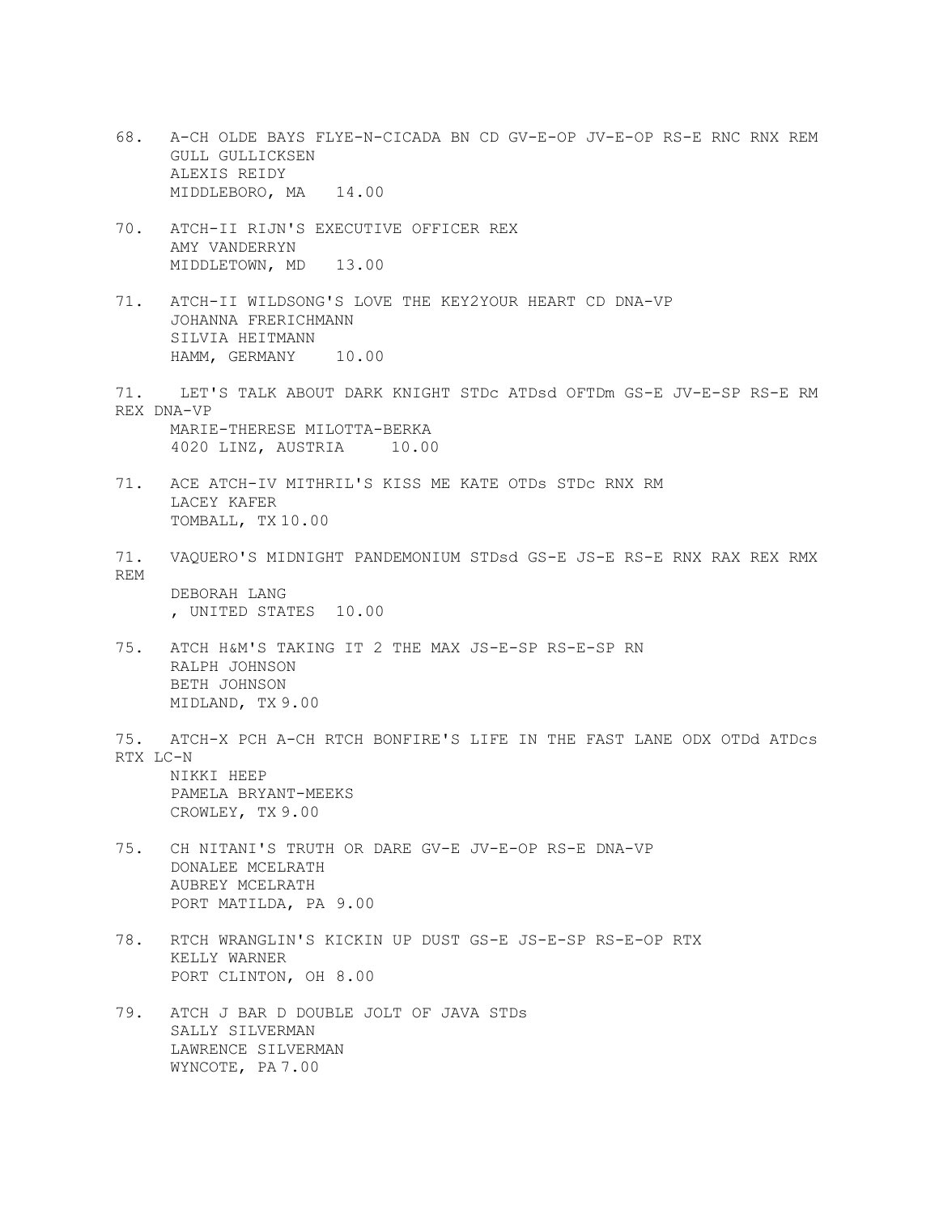68. A-CH OLDE BAYS FLYE-N-CICADA BN CD GV-E-OP JV-E-OP RS-E RNC RNX REM
    GULL GULLICKSEN
    ALEXIS REIDY
    MIDDLEBORO, MA 14.00

70. ATCH-II RIJN'S EXECUTIVE OFFICER REX
    AMY VANDERRYN
    MIDDLETOWN, MD 13.00

71. ATCH-II WILDSONG'S LOVE THE KEY2YOUR HEART CD DNA-VP
    JOHANNA FRERICHMANN
    SILVIA HEITMANN
    HAMM, GERMANY 10.00

71. LET'S TALK ABOUT DARK KNIGHT STDc ATDsd OFTDm GS-E JV-E-SP RS-E RM REX DNA-VP
    MARIE-THERESE MILOTTA-BERKA
    4020 LINZ, AUSTRIA 10.00

71. ACE ATCH-IV MITHRIL'S KISS ME KATE OTDs STDc RNX RM
    LACEY KAFER
    TOMBALL, TX 10.00

71. VAQUERO'S MIDNIGHT PANDEMONIUM STDsd GS-E JS-E RS-E RNX RAX REX RMX REM
    DEBORAH LANG
    , UNITED STATES 10.00

75. ATCH H&M'S TAKING IT 2 THE MAX JS-E-SP RS-E-SP RN
    RALPH JOHNSON
    BETH JOHNSON
    MIDLAND, TX 9.00

75. ATCH-X PCH A-CH RTCH BONFIRE'S LIFE IN THE FAST LANE ODX OTDd ATDcs RTX LC-N
    NIKKI HEEP
    PAMELA BRYANT-MEEKS
    CROWLEY, TX 9.00

75. CH NITANI'S TRUTH OR DARE GV-E JV-E-OP RS-E DNA-VP
    DONALEE MCELRATH
    AUBREY MCELRATH
    PORT MATILDA, PA 9.00

78. RTCH WRANGLIN'S KICKIN UP DUST GS-E JS-E-SP RS-E-OP RTX
    KELLY WARNER
    PORT CLINTON, OH 8.00

79. ATCH J BAR D DOUBLE JOLT OF JAVA STDs
    SALLY SILVERMAN
    LAWRENCE SILVERMAN
    WYNCOTE, PA 7.00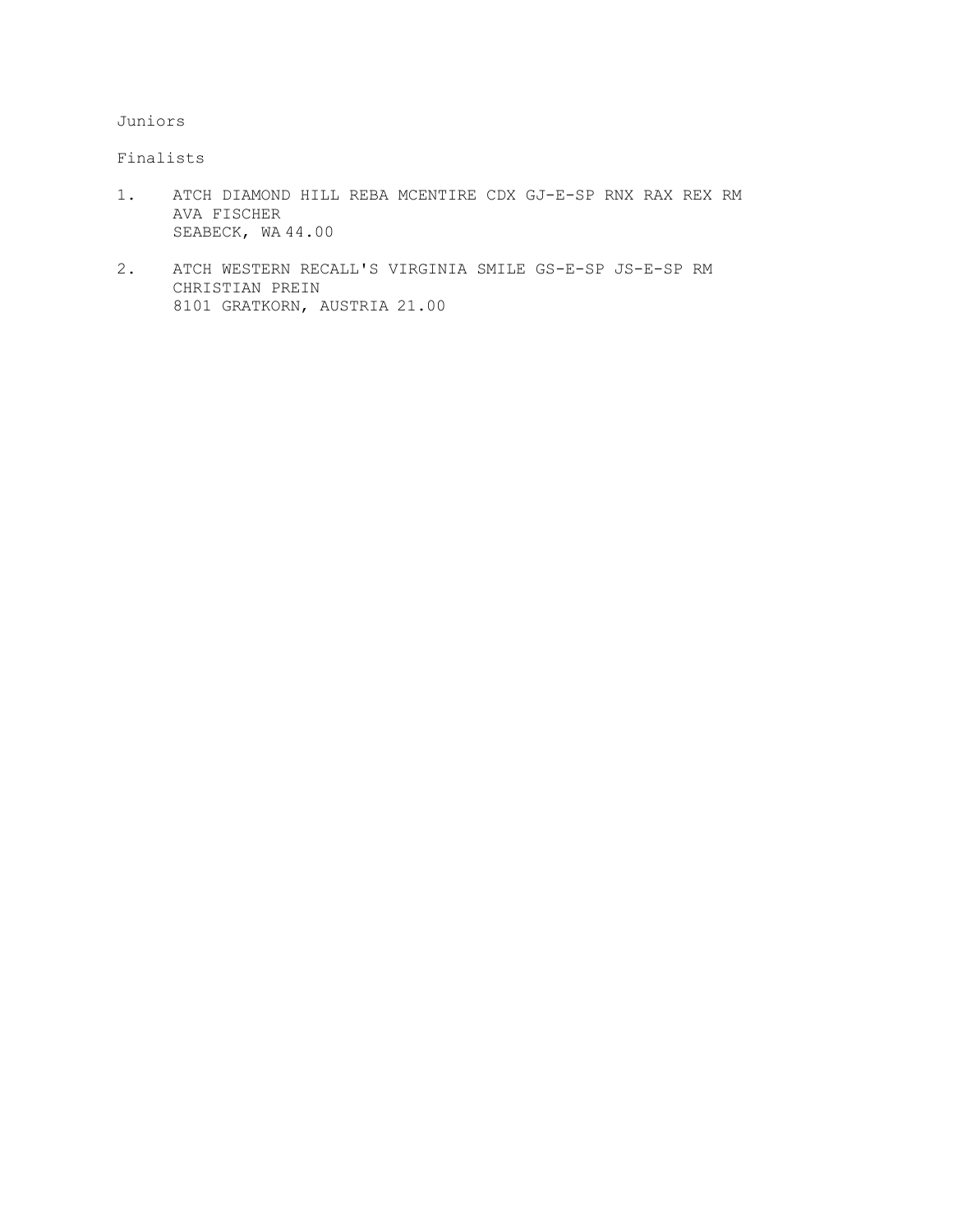Juniors

Finalists

1. ATCH DIAMOND HILL REBA MCENTIRE CDX GJ-E-SP RNX RAX REX RM
   AVA FISCHER
   SEABECK, WA 44.00

2. ATCH WESTERN RECALL'S VIRGINIA SMILE GS-E-SP JS-E-SP RM
   CHRISTIAN PREIN
   8101 GRATKORN, AUSTRIA 21.00